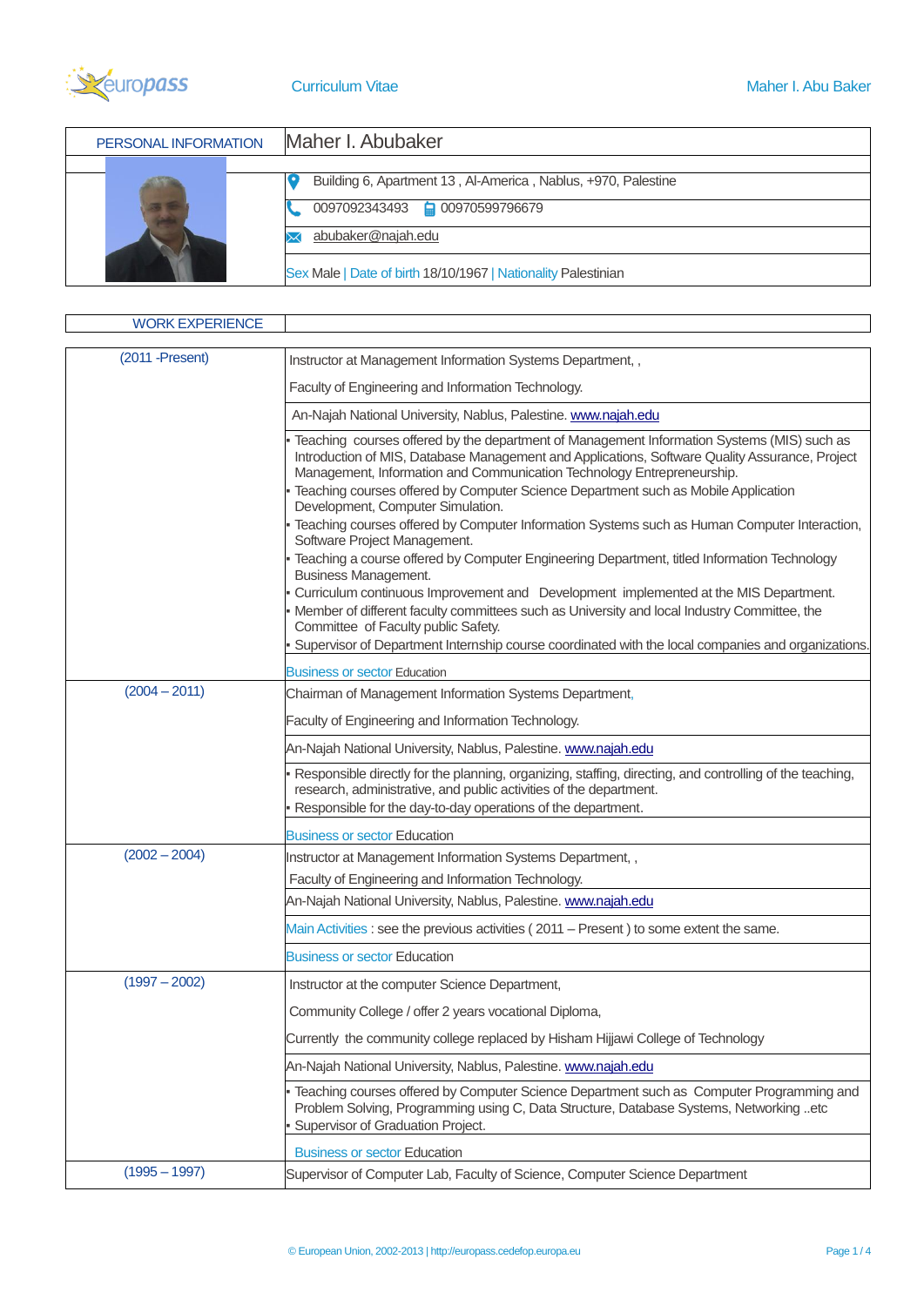## PERSONAL INFORMATION

# Maher I. Abubaker

Building 6, Apartment 13 , Al-America , Nablus, +970, Palestine

0097092343493 00970599796679

abubaker@najah.edu

Sex Male | Date of birth 18/10/1967 | Nationality Palestinian

## WORK EXPERIENCE

**(2011 -Present)**

Instructor at Management Information Systems Department, ,

Faculty of Engineering and Information Technology.

An-Najah National University, Nablus, Palestine. www.najah.edu

- Teaching courses offered by the department of Management Information Systems (MIS) such as Introduction of MIS, Database Management and Applications, Software Quality Assurance, Project Management, Information and Communication Technology Entrepreneurship.
- Teaching courses offered by Computer Science Department such as Mobile Application Development, Computer Simulation.
- Teaching courses offered by Computer Information Systems such as Human Computer Interaction, Software Project Management.
- Teaching a course offered by Computer Engineering Department, titled Information Technology Business Management.
- Curriculum continuous Improvement and Development implemented at the MIS Department.
- Member of different faculty committees such as University and local Industry Committee, the Committee of Faculty public Safety.
- Supervisor of Department Internship course coordinated with the local companies and organizations.

Business or sector Education

**(2004 – 2011)**

Chairman of Management Information Systems Department,

Faculty of Engineering and Information Technology.

An-Najah National University, Nablus, Palestine. www.najah.edu

- Responsible directly for the planning, organizing, staffing, directing, and controlling of the teaching, research, administrative, and public activities of the department.
- Responsible for the day-to-day operations of the department.

Business or sector Education

**(2002 – 2004)**

Instructor at Management Information Systems Department, ,

Faculty of Engineering and Information Technology.

An-Najah National University, Nablus, Palestine. www.najah.edu

Main Activities : see the previous activities ( 2011 – Present ) to some extent the same.

Business or sector Education

**(1997 – 2002)**

Instructor at the computer Science Department,

Community College / offer 2 years vocational Diploma,

Currently the community college replaced by Hisham Hijjawi College of Technology

An-Najah National University, Nablus, Palestine. www.najah.edu

- Teaching courses offered by Computer Science Department such as Computer Programming and Problem Solving, Programming using C, Data Structure, Database Systems, Networking ..etc
- Supervisor of Graduation Project.

Business or sector Education

**(1995 – 1997)**

Supervisor of Computer Lab, Faculty of Science, Computer Science Department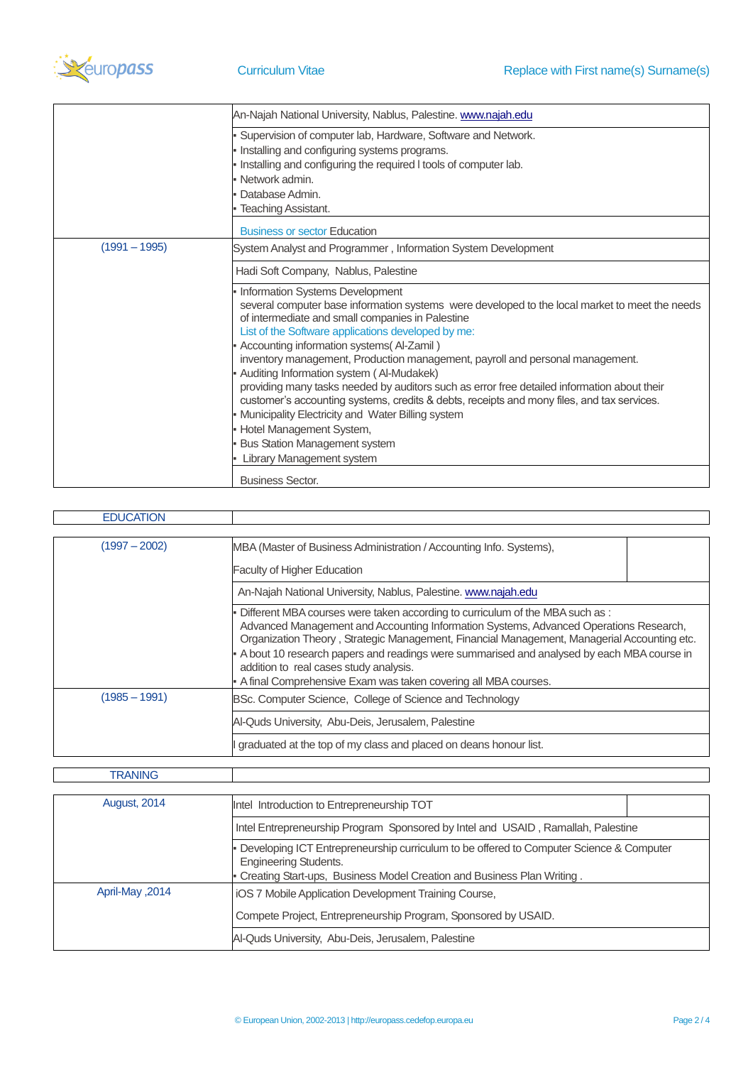An-Najah National University, Nablus, Palestine. www.najah.edu

- Supervision of computer lab, Hardware, Software and Network.
- Installing and configuring systems programs.
- Installing and configuring the required l tools of computer lab.
- Network admin.
- Database Admin.
- Teaching Assistant.

Business or sector Education

**(1991 – 1995)**

System Analyst and Programmer , Information System Development

Hadi Soft Company, Nablus, Palestine

- Information Systems Development
  several computer base information systems were developed to the local market to meet the needs of intermediate and small companies in Palestine
  List of the Software applications developed by me:
- Accounting information systems( Al-Zamil )
  inventory management, Production management, payroll and personal management.
- Auditing Information system ( Al-Mudakek)
  providing many tasks needed by auditors such as error free detailed information about their customer's accounting systems, credits & debts, receipts and mony files, and tax services.
- Municipality Electricity and Water Billing system
- Hotel Management System,
- Bus Station Management system
- Library Management system

Business Sector.

## EDUCATION

**(1997 – 2002)**

MBA (Master of Business Administration / Accounting Info. Systems),

Faculty of Higher Education

An-Najah National University, Nablus, Palestine. www.najah.edu

- Different MBA courses were taken according to curriculum of the MBA such as : Advanced Management and Accounting Information Systems, Advanced Operations Research, Organization Theory , Strategic Management, Financial Management, Managerial Accounting etc.
- A bout 10 research papers and readings were summarised and analysed by each MBA course in addition to real cases study analysis.
- A final Comprehensive Exam was taken covering all MBA courses.

**(1985 – 1991)**

BSc. Computer Science, College of Science and Technology

Al-Quds University, Abu-Deis, Jerusalem, Palestine

I graduated at the top of my class and placed on deans honour list.

## TRANING

**August, 2014**

Intel Introduction to Entrepreneurship TOT

Intel Entrepreneurship Program Sponsored by Intel and USAID , Ramallah, Palestine

- Developing ICT Entrepreneurship curriculum to be offered to Computer Science & Computer Engineering Students.
- Creating Start-ups, Business Model Creation and Business Plan Writing .

**April-May ,2014**

iOS 7 Mobile Application Development Training Course,

Compete Project, Entrepreneurship Program, Sponsored by USAID.

Al-Quds University, Abu-Deis, Jerusalem, Palestine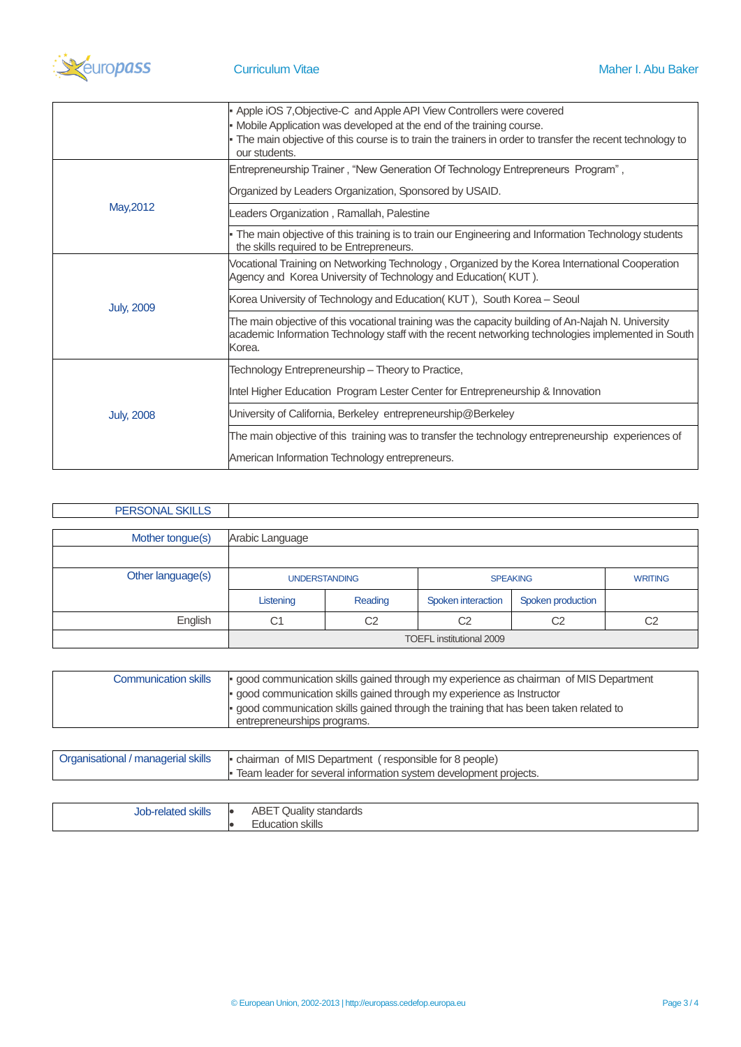| | |
|---|---|
| | ▪ Apple iOS 7,Objective-C and Apple API View Controllers were covered<br>▪ Mobile Application was developed at the end of the training course.<br>▪ The main objective of this course is to train the trainers in order to transfer the recent technology to our students. |
| May,2012 | Entrepreneurship Trainer , "New Generation Of Technology Entrepreneurs Program" ,<br><br>Organized by Leaders Organization, Sponsored by USAID. |
| | Leaders Organization , Ramallah, Palestine |
| | ▪ The main objective of this training is to train our Engineering and Information Technology students the skills required to be Entrepreneurs. |
| July, 2009 | Vocational Training on Networking Technology , Organized by the Korea International Cooperation Agency and Korea University of Technology and Education( KUT ). |
| | Korea University of Technology and Education( KUT ), South Korea – Seoul |
| | The main objective of this vocational training was the capacity building of An-Najah N. University academic Information Technology staff with the recent networking technologies implemented in South Korea. |
| July, 2008 | Technology Entrepreneurship – Theory to Practice,<br><br>Intel Higher Education Program Lester Center for Entrepreneurship & Innovation |
| | University of California, Berkeley entrepreneurship@Berkeley |
| | The main objective of this training was to transfer the technology entrepreneurship experiences of<br><br>American Information Technology entrepreneurs. |

## PERSONAL SKILLS

| | | | | | |
|---|---|---|---|---|---|
| Mother tongue(s) | Arabic Language | | | | |
| Other language(s) | UNDERSTANDING | | SPEAKING | | WRITING |
| | Listening | Reading | Spoken interaction | Spoken production | |
| English | C1 | C2 | C2 | C2 | C2 |
| | TOEFL institutional 2009 | | | | |

| | |
|---|---|
| Communication skills | ▪ good communication skills gained through my experience as chairman of MIS Department<br>▪ good communication skills gained through my experience as Instructor<br>▪ good communication skills gained through the training that has been taken related to entrepreneurships programs. |
| Organisational / managerial skills | ▪ chairman of MIS Department ( responsible for 8 people)<br>▪ Team leader for several information system development projects. |
| Job-related skills | • ABET Quality standards<br>• Education skills |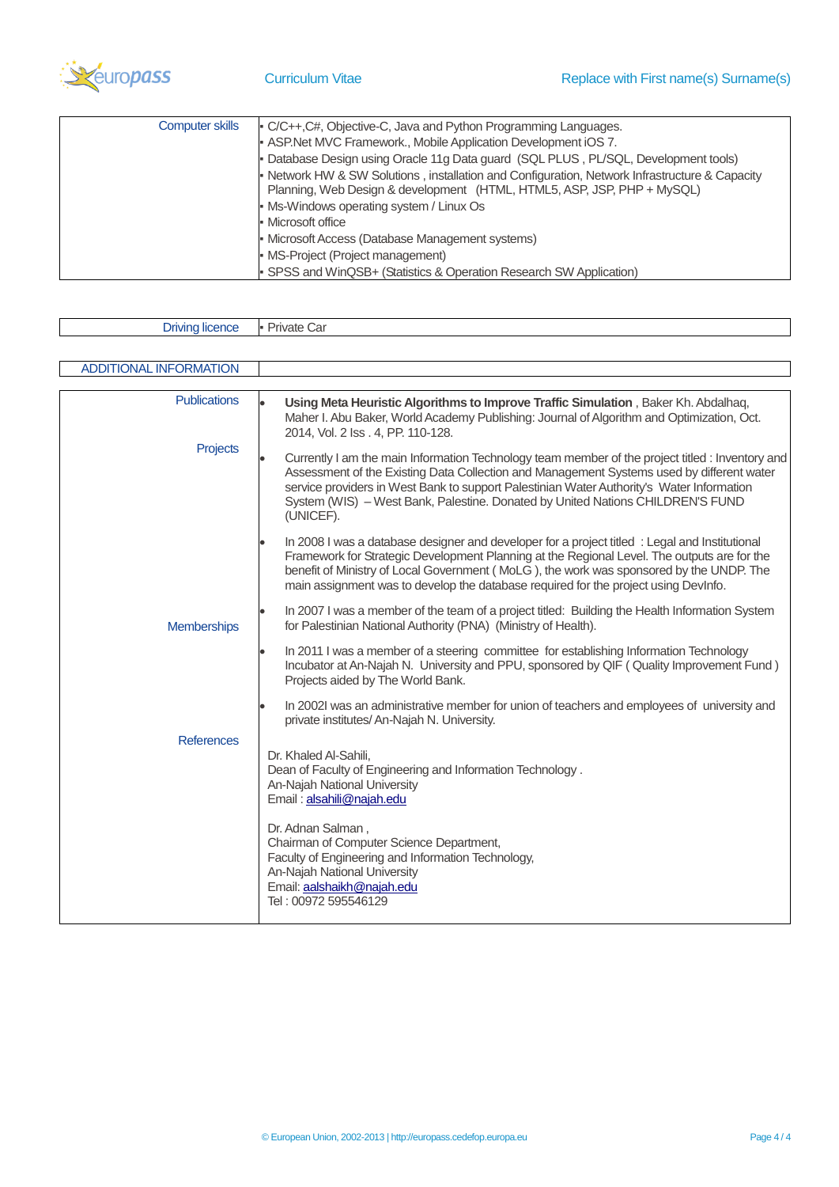| | |
|---|---|
| Computer skills | ▪ C/C++,C#, Objective-C, Java and Python Programming Languages.<br>▪ ASP.Net MVC Framework., Mobile Application Development iOS 7.<br>▪ Database Design using Oracle 11g Data guard (SQL PLUS , PL/SQL, Development tools)<br>▪ Network HW & SW Solutions , installation and Configuration, Network Infrastructure & Capacity Planning, Web Design & development (HTML, HTML5, ASP, JSP, PHP + MySQL)<br>▪ Ms-Windows operating system / Linux Os<br>▪ Microsoft office<br>▪ Microsoft Access (Database Management systems)<br>▪ MS-Project (Project management)<br>▪ SPSS and WinQSB+ (Statistics & Operation Research SW Application) |

| | |
|---|---|
| Driving licence | ▪ Private Car |

## ADDITIONAL INFORMATION

**Publications**

- **Using Meta Heuristic Algorithms to Improve Traffic Simulation** , Baker Kh. Abdalhaq, Maher I. Abu Baker, World Academy Publishing: Journal of Algorithm and Optimization, Oct. 2014, Vol. 2 Iss . 4, PP. 110-128.

**Projects**

- Currently I am the main Information Technology team member of the project titled : Inventory and Assessment of the Existing Data Collection and Management Systems used by different water service providers in West Bank to support Palestinian Water Authority's Water Information System (WIS) – West Bank, Palestine. Donated by United Nations CHILDREN'S FUND (UNICEF).
- In 2008 I was a database designer and developer for a project titled : Legal and Institutional Framework for Strategic Development Planning at the Regional Level. The outputs are for the benefit of Ministry of Local Government ( MoLG ), the work was sponsored by the UNDP. The main assignment was to develop the database required for the project using DevInfo.
- In 2007 I was a member of the team of a project titled: Building the Health Information System for Palestinian National Authority (PNA) (Ministry of Health).

**Memberships**

- In 2011 I was a member of a steering committee for establishing Information Technology Incubator at An-Najah N. University and PPU, sponsored by QIF ( Quality Improvement Fund ) Projects aided by The World Bank.
- In 2002I was an administrative member for union of teachers and employees of university and private institutes/ An-Najah N. University.

**References**

Dr. Khaled Al-Sahili,
Dean of Faculty of Engineering and Information Technology .
An-Najah National University
Email : alsahili@najah.edu

Dr. Adnan Salman ,
Chairman of Computer Science Department,
Faculty of Engineering and Information Technology,
An-Najah National University
Email: aalshaikh@najah.edu
Tel : 00972 595546129